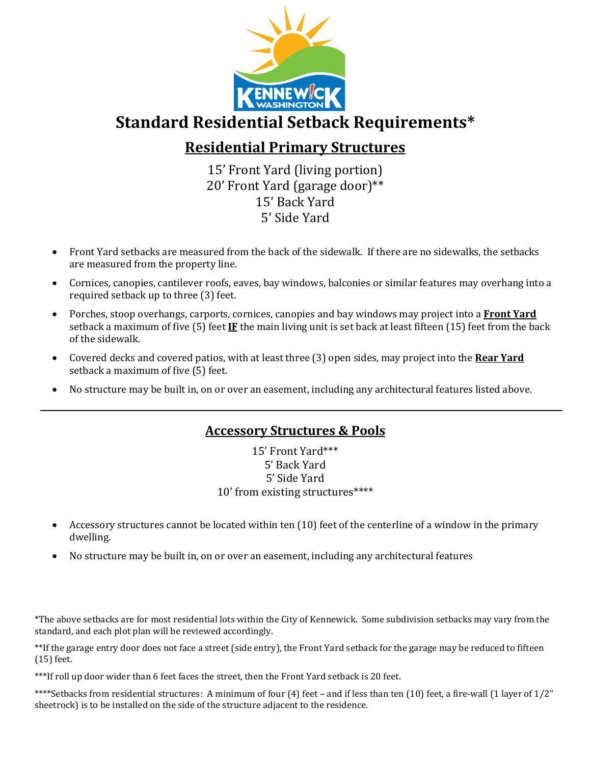# Standard Residential Setback Requirements*

## Residential Primary Structures

15' Front Yard (living portion)
20' Front Yard (garage door)**
15' Back Yard
5' Side Yard

- Front Yard setbacks are measured from the back of the sidewalk. If there are no sidewalks, the setbacks are measured from the property line.
- Cornices, canopies, cantilever roofs, eaves, bay windows, balconies or similar features may overhang into a required setback up to three (3) feet.
- Porches, stoop overhangs, carports, cornices, canopies and bay windows may project into a **Front Yard** setback a maximum of five (5) feet **IF** the main living unit is set back at least fifteen (15) feet from the back of the sidewalk.
- Covered decks and covered patios, with at least three (3) open sides, may project into the **Rear Yard** setback a maximum of five (5) feet.
- No structure may be built in, on or over an easement, including any architectural features listed above.

---

## Accessory Structures & Pools

15' Front Yard***
5' Back Yard
5' Side Yard
10' from existing structures****

- Accessory structures cannot be located within ten (10) feet of the centerline of a window in the primary dwelling.
- No structure may be built in, on or over an easement, including any architectural features

*The above setbacks are for most residential lots within the City of Kennewick. Some subdivision setbacks may vary from the standard, and each plot plan will be reviewed accordingly.

**If the garage entry door does not face a street (side entry), the Front Yard setback for the garage may be reduced to fifteen (15) feet.

***If roll up door wider than 6 feet faces the street, then the Front Yard setback is 20 feet.

****Setbacks from residential structures: A minimum of four (4) feet – and if less than ten (10) feet, a fire-wall (1 layer of 1/2" sheetrock) is to be installed on the side of the structure adjacent to the residence.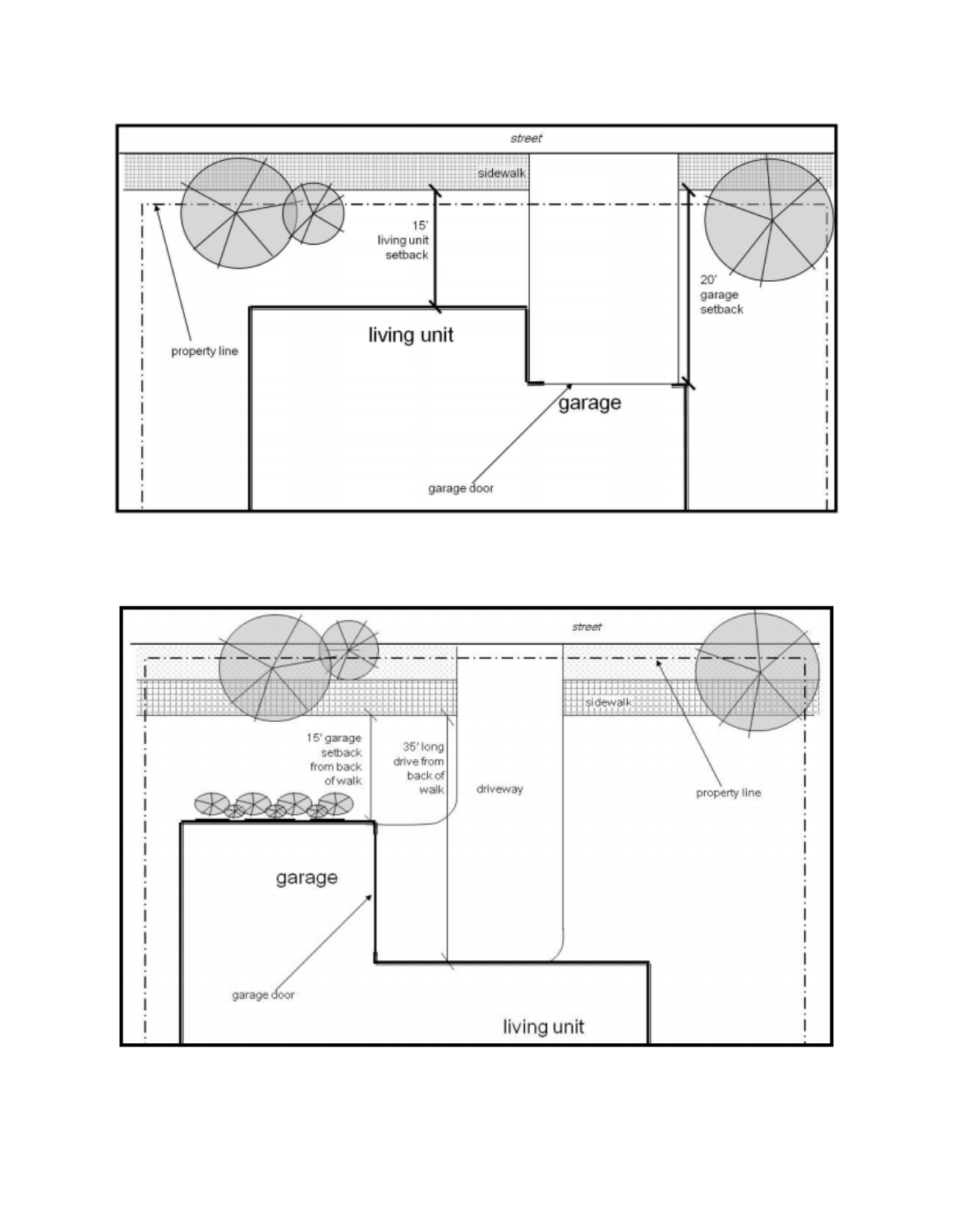street

sidewalk

15'
living unit
setback

20'
garage
setback

property line

living unit

garage

garage door

street

sidewalk

15' garage
setback
from back
of walk

35' long
drive from
back of
walk

driveway

property line

garage

garage door

living unit